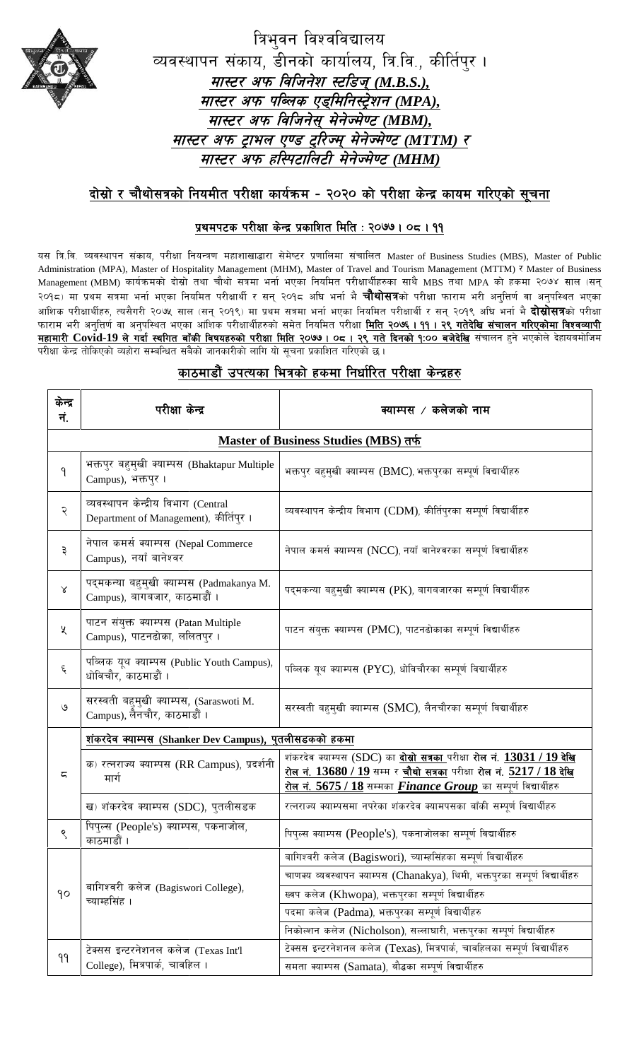# त्रिभुवन विश्वविद्यालय

## व्यवस्थापन संकाय, डीनको कार्यालय, त्रि.वि., कीर्तिपुर ।

### *मास्टर अफ बिजिनेश स्टडिज् (M.B.S.),*
### *मास्टर अफ पब्लिक एड्मिनिस्ट्रेशन (MPA),*
### *मास्टर अफ बिजिनेस् मेनेज्मेण्ट (MBM),*
### *मास्टर अफ ट्राभल एण्ड टुरिज्म् मेनेज्मेण्ट (MTTM) र*
### *मास्टर अफ हस्पिटालिटी मेनेज्मेण्ट (MHM)*

## दोस्रो र चौथोसत्रको नियमीत परीक्षा कार्यक्रम - २०२० को परीक्षा केन्द्र कायम गरिएको सूचना

### प्रथमपटक परीक्षा केन्द्र प्रकाशित मिति : २०७७ । ०८ । ११

यस त्रि.वि. व्यवस्थापन संकाय, परीक्षा नियन्त्रण महाशाखाद्वारा सेमेष्टर प्रणालिमा संचालित Master of Business Studies (MBS), Master of Public Administration (MPA), Master of Hospitality Management (MHM), Master of Travel and Tourism Management (MTTM) र Master of Business Management (MBM) कार्यक्रमको दोस्रो तथा चौथो सत्रमा भर्ना भएका नियमित परीक्षार्थीहरुका साथै MBS तथा MPA को हकमा २०७४ साल (सन् २०१८) मा प्रथम सत्रमा भर्ना भएका नियमित परीक्षार्थी र सन् २०१८ अघि भर्ना भै **चौथोसत्र**को परीक्षा फाराम भरी अनुत्तिर्ण वा अनुपस्थित भएका आंशिक परीक्षार्थीहरु, त्यसैगरी २०७५ साल (सन् २०१९) मा प्रथम सत्रमा भर्ना भएका नियमित परीक्षार्थी र सन् २०१९ अघि भर्ना भै **दोस्रोसत्र**को परीक्षा फाराम भरी अनुत्तिर्ण वा अनुपस्थित भएका आंशिक परीक्षार्थीहरुको समेत नियमित परीक्षा **मिति २०७६ । ११ । २९ गतेदेखि संचालन गरिएकोमा विश्वव्यापी महामारी Covid-19 ले गर्दा स्थगित बाँकी विषयहरुको परीक्षा मिति २०७७ । ०८ । २९ गते दिनको १:०० बजेदेखि** संचालन हुने भएकोले देहायबमोजिम परीक्षा केन्द्र तोकिएको ब्यहोरा सम्बन्धित सबैको जानकारीको लागि यो सूचना प्रकाशित गरिएको छ ।

## काठमाडौं उपत्यका भित्रको हकमा निर्धारित परीक्षा केन्द्रहरु

| केन्द्र नं. | परीक्षा केन्द्र | क्याम्पस / कलेजको नाम |
|---|---|---|
| | **Master of Business Studies (MBS) तर्फ** | |
| १ | भक्तपुर बहुमुखी क्याम्पस (Bhaktapur Multiple Campus), भक्तपुर । | भक्तपुर बहुमुखी क्याम्पस (BMC), भक्तपुरका सम्पूर्ण विद्यार्थीहरु |
| २ | व्यवस्थापन केन्द्रीय विभाग (Central Department of Management), कीर्तिपुर । | व्यवस्थापन केन्द्रीय विभाग (CDM), कीर्तिपुरका सम्पूर्ण विद्यार्थीहरु |
| ३ | नेपाल कमर्स क्याम्पस (Nepal Commerce Campus), नयाँ बानेश्वर | नेपाल कमर्स क्याम्पस (NCC), नयाँ बानेश्वरका सम्पूर्ण विद्यार्थीहरु |
| ४ | पद्मकन्या बहुमुखी क्याम्पस (Padmakanya M. Campus), बागबजार, काठमाडौं । | पद्मकन्या बहुमुखी क्याम्पस (PK), बागबजारका सम्पूर्ण विद्यार्थीहरु |
| ५ | पाटन संयुक्त क्याम्पस (Patan Multiple Campus), पाटनढोका, ललितपुर । | पाटन संयुक्त क्याम्पस (PMC), पाटनढोकाका सम्पूर्ण विद्यार्थीहरु |
| ६ | पब्लिक यूथ क्याम्पस (Public Youth Campus), धोबिचौर, काठमाडौं । | पब्लिक यूथ क्याम्पस (PYC), धोबिचौरका सम्पूर्ण विद्यार्थीहरु |
| ७ | सरस्वती बहुमुखी क्याम्पस, (Saraswoti M. Campus), लैनचौर, काठमाडौं । | सरस्वती बहुमुखी क्याम्पस (SMC), लैनचौरका सम्पूर्ण विद्यार्थीहरु |
| ८ | **शंकरदेव क्याम्पस (Shanker Dev Campus), पुतलीसडकको हकमा** | |
| | क) रत्नराज्य क्याम्पस (RR Campus), प्रदर्शनी मार्ग | शंकरदेव क्याम्पस (SDC) का **दोस्रो सत्रका** परीक्षा **रोल नं. 13031 / 19 देखि रोल नं. 13680 / 19** सम्म र **चौथो सत्रका** परीक्षा **रोल नं. 5217 / 18 देखि रोल नं. 5675 / 18** सम्मका ***Finance Group*** का सम्पूर्ण विद्यार्थीहरु |
| | ख) शंकरदेव क्याम्पस (SDC), पुतलीसडक | रत्नराज्य क्याम्पसमा नपरेका शंकरदेव क्यामपसका बाँकी सम्पूर्ण विद्यार्थीहरु |
| ९ | पिपुल्स (People's) क्याम्पस, पकनाजोल, काठमाडौं । | पिपुल्स क्याम्पस (People's), पकनाजोलका सम्पूर्ण विद्यार्थीहरु |
| १० | बागिश्वरी कलेज (Bagiswori College), च्याम्हसिंह । | बागिश्वरी कलेज (Bagiswori), च्याम्हसिंहका सम्पूर्ण विद्यार्थीहरु |
| | | चाणक्य व्यवस्थापन क्याम्पस (Chanakya), थिमी, भक्तपुरका सम्पूर्ण विद्यार्थीहरु |
| | | ख्वप कलेज (Khwopa), भक्तपुरका सम्पूर्ण विद्यार्थीहरु |
| | | पदमा कलेज (Padma), भक्तपुरका सम्पूर्ण विद्यार्थीहरु |
| | | निकोल्शन कलेज (Nicholson), सल्लाघारी, भक्तपुरका सम्पूर्ण विद्यार्थीहरु |
| ११ | टेक्सस इन्टरनेशनल कलेज (Texas Int'l College), मित्रपार्क, चावहिल । | टेक्सस इन्टरनेशनल कलेज (Texas), मित्रपार्क, चावहिलका सम्पूर्ण विद्यार्थीहरु |
| | | समता क्याम्पस (Samata), बौद्धका सम्पूर्ण विद्यार्थीहरु |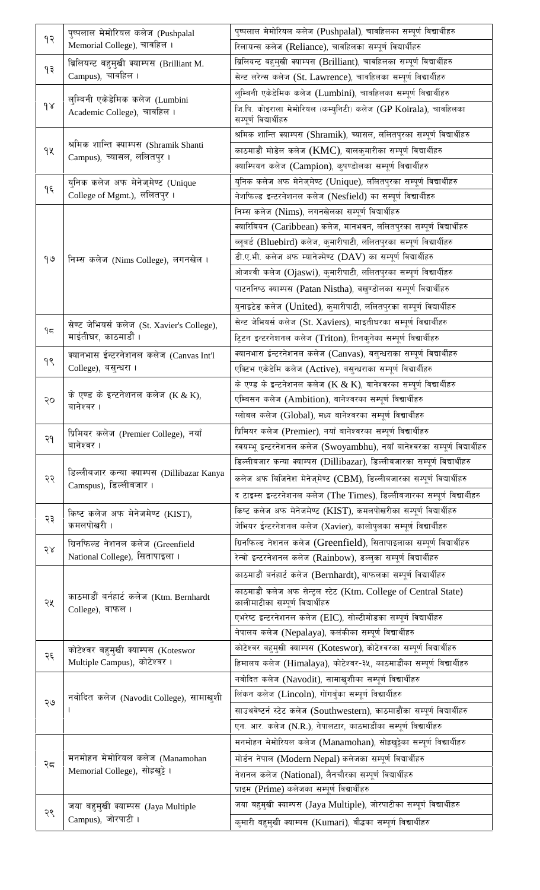| | | |
|---|---|---|
| १२ | पुष्पलाल मेमोरियल कलेज (Pushpalal Memorial College), चावहिल । | पुष्पलाल मेमोरियल कलेज (Pushpalal), चावहिलका सम्पूर्ण विद्यार्थीहरु |
| | | रिलायन्स कलेज (Reliance), चावहिलका सम्पूर्ण विद्यार्थीहरु |
| १३ | ब्रिलियन्ट बहुमुखी क्याम्पस (Brilliant M. Campus), चावहिल । | ब्रिलियन्ट बहुमुखी क्याम्पस (Brilliant), चावहिलका सम्पूर्ण विद्यार्थीहरु |
| | | सेन्ट लरेन्स कलेज (St. Lawrence), चावहिलका सम्पूर्ण विद्यार्थीहरु |
| १४ | लुम्बिनी एकेडेमिक कलेज (Lumbini Academic College), चावहिल । | लुम्बिनी एकेडेमिक कलेज (Lumbini), चावहिलका सम्पूर्ण विद्यार्थीहरु |
| | | जि.पि. कोइराला मेमोरियल (कम्युनिटी) कलेज (GP Koirala), चावहिलका सम्पूर्ण विद्यार्थीहरु |
| १५ | श्रमिक शान्ति क्याम्पस (Shramik Shanti Campus), च्यासल, ललितपुर । | श्रमिक शान्ति क्याम्पस (Shramik), च्यासल, ललितपुरका सम्पूर्ण विद्यार्थीहरु |
| | | काठमाडौं मोडेल कलेज (KMC), बालकुमारीका सम्पूर्ण विद्यार्थीहरु |
| | | क्याम्पियन कलेज (Campion), कुपण्डोलका सम्पूर्ण विद्यार्थीहरु |
| १६ | युनिक कलेज अफ मेनेज्मेण्ट (Unique College of Mgmt.), ललितपुर । | युनिक कलेज अफ मेनेज्मेण्ट (Unique), ललितपुरका सम्पूर्ण विद्यार्थीहरु |
| | | नेशफिल्ड इन्टरनेशनल कलेज (Nesfield) का सम्पूर्ण विद्यार्थीहरु |
| १७ | निम्स कलेज (Nims College), लगनखेल । | निम्स कलेज (Nims), लगनखेलका सम्पूर्ण विद्यार्थीहरु |
| | | क्यारिबियन (Caribbean) कलेज, मानभवन, ललितपुरका सम्पूर्ण विद्यार्थीहरु |
| | | ब्लूबर्ड (Bluebird) कलेज, कुमारीपाटी, ललितपुरका सम्पूर्ण विद्यार्थीहरु |
| | | डी.ए.भी. कलेज अफ म्यानेज्मेण्ट (DAV) का सम्पूर्ण विद्यार्थीहरु |
| | | ओजश्वी कलेज (Ojaswi), कुमारीपाटी, ललितपुरका सम्पूर्ण विद्यार्थीहरु |
| | | पाटननिष्ठ क्याम्पस (Patan Nistha), बखुण्डोलका सम्पूर्ण विद्यार्थीहरु |
| | | युनाइटेड कलेज (United), कुमारीपाटी, ललितपुरका सम्पूर्ण विद्यार्थीहरु |
| १८ | सेण्ट जेभियर्स कलेज (St. Xavier's College), माईतीघर, काठमाडौं । | सेन्ट जेभियर्स कलेज (St. Xaviers), माइतीघरका सम्पूर्ण विद्यार्थीहरु |
| | | ट्रिटन इन्टरनेशनल कलेज (Triton), तिनकुनेका सम्पूर्ण विद्यार्थीहरु |
| १९ | क्यानभास ईन्टरनेशनल कलेज (Canvas Int'l College), बसुन्धरा । | क्यानभास ईन्टरनेशनल कलेज (Canvas), बसुन्धराका सम्पूर्ण विद्यार्थीहरु |
| | | एक्टिभ एकेडेमि कलेज (Active), बसुन्धराका सम्पूर्ण विद्यार्थीहरु |
| २० | के एण्ड के इन्टनेशनल कलेज (K & K), बानेश्वर । | के एण्ड के इन्टनेशनल कलेज (K & K), बानेश्वरका सम्पूर्ण विद्यार्थीहरु |
| | | एम्बिसन कलेज (Ambition), बानेश्वरका सम्पूर्ण विद्यार्थीहरु |
| | | ग्लोबल कलेज (Global), मध्य बानेश्वरका सम्पूर्ण विद्यार्थीहरु |
| २१ | प्रिमियर कलेज (Premier College), नयाँ बानेश्वर । | प्रिमियर कलेज (Premier), नयाँ बानेश्वरका सम्पूर्ण विद्यार्थीहरु |
| | | स्वयम्भू इन्टरनेशनल कलेज (Swoyambhu), नयाँ बानेश्वरका सम्पूर्ण विद्यार्थीहरु |
| २२ | डिल्लीबजार कन्या क्याम्पस (Dillibazar Kanya Camspus), डिल्लीबजार । | डिल्लीबजार कन्या क्याम्पस (Dillibazar), डिल्लीबजारका सम्पूर्ण विद्यार्थीहरु |
| | | कलेज अफ बिजिनेश मेनेज्मेण्ट (CBM), डिल्लीबजारका सम्पूर्ण विद्यार्थीहरु |
| | | द टाइम्स इन्टरनेशनल कलेज (The Times), डिल्लीबजारका सम्पूर्ण विद्यार्थीहरु |
| २३ | किष्ट कलेज अफ मेनेजमेण्ट (KIST), कमलपोखरी । | किष्ट कलेज अफ मेनेजमेण्ट (KIST), कमलपोखरीका सम्पूर्ण विद्यार्थीहरु |
| | | जेभियर ईन्टरनेशनल कलेज (Xavier), कालोपुलका सम्पूर्ण विद्यार्थीहरु |
| २४ | ग्रिनफिल्ड नेशनल कलेज (Greenfield National College), सितापाइला । | ग्रिनफिल्ड नेशनल कलेज (Greenfield), सितापाइलाका सम्पूर्ण विद्यार्थीहरु |
| | | रेन्बो इन्टरनेशनल कलेज (Rainbow), डल्लुका सम्पूर्ण विद्यार्थीहरु |
| २५ | काठमाडौं बर्नहार्ट कलेज (Ktm. Bernhardt College), बाफल । | काठमाडौं बर्नहार्ट कलेज (Bernhardt), बाफलका सम्पूर्ण विद्यार्थीहरु |
| | | काठमाडौं कलेज अफ सेन्ट्रल स्टेट (Ktm. College of Central State) कालीमाटीका सम्पूर्ण विद्यार्थीहरु |
| | | एभरेष्ट इन्टरनेशनल कलेज (EIC), सोल्टीमोडका सम्पूर्ण विद्यार्थीहरु |
| | | नेपालय कलेज (Nepalaya), कलंकीका सम्पूर्ण विद्यार्थीहरु |
| २६ | कोटेश्वर बहुमुखी क्याम्पस (Koteswor Multiple Campus), कोटेश्वर । | कोटेश्वर बहुमुखी क्याम्पस (Koteswor), कोटेश्वरका सम्पूर्ण विद्यार्थीहरु |
| | | हिमालय कलेज (Himalaya), कोटेश्वर-३५, काठमाडौंका सम्पूर्ण विद्यार्थीहरु |
| २७ | नवोदित कलेज (Navodit College), सामाखुशी । | नवोदित कलेज (Navodit), सामाखुशीका सम्पूर्ण विद्यार्थीहरु |
| | | लिंकन कलेज (Lincoln), गोंगबुंका सम्पूर्ण विद्यार्थीहरु |
| | | साउथवेष्टर्न स्टेट कलेज (Southwestern), काठमाडौंका सम्पूर्ण विद्यार्थीहरु |
| | | एन. आर. कलेज (N.R.), नेपालटार, काठमाडौंका सम्पूर्ण विद्यार्थीहरु |
| २८ | मनमोहन मेमोरियल कलेज (Manamohan Memorial College), सोह्रखुट्टे । | मनमोहन मेमोरियल कलेज (Manamohan), सोह्रखुट्टेका सम्पूर्ण विद्यार्थीहरु |
| | | मोर्डन नेपाल (Modern Nepal) कलेजका सम्पूर्ण विद्यार्थीहरु |
| | | नेशनल कलेज (National), लैनचौरका सम्पूर्ण विद्यार्थीहरु |
| | | प्राइम (Prime) कलेजका सम्पूर्ण विद्यार्थीहरु |
| २९ | जया बहुमुखी क्याम्पस (Jaya Multiple Campus), जोरपाटी । | जया बहुमुखी क्याम्पस (Jaya Multiple), जोरपाटीका सम्पूर्ण विद्यार्थीहरु |
| | | कुमारी बहुमुखी क्याम्पस (Kumari), बौद्धका सम्पूर्ण विद्यार्थीहरु |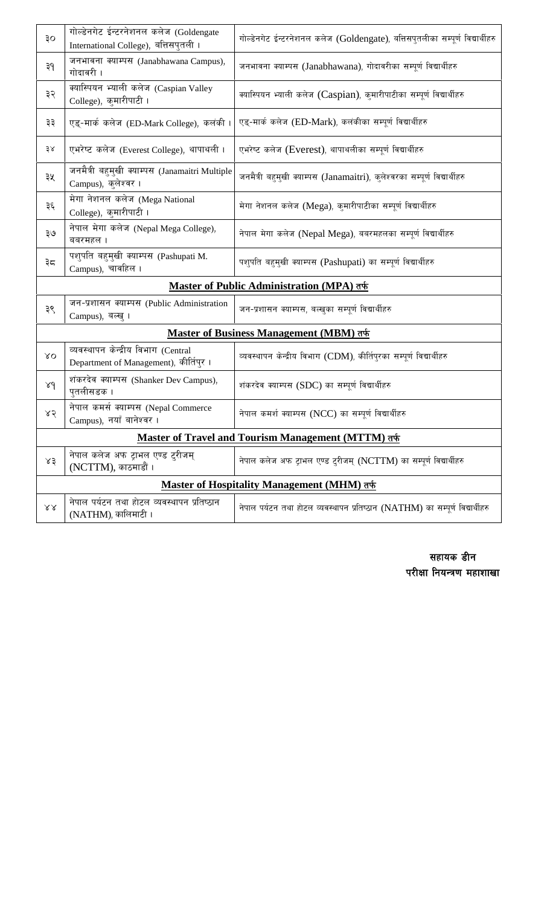| | | |
|---|---|---|
| ३० | गोल्डेनगेट ईन्टरनेशनल कलेज (Goldengate International College), बत्तिसपुतली । | गोल्डेनगेट ईन्टरनेशनल कलेज (Goldengate), बत्तिसपुतलीका सम्पूर्ण विद्यार्थीहरु |
| ३१ | जनभावना क्याम्पस (Janabhawana Campus), गोदावरी । | जनभावना क्याम्पस (Janabhawana), गोदावरीका सम्पूर्ण विद्यार्थीहरु |
| ३२ | क्यास्पियन भ्याली कलेज (Caspian Valley College), कुमारीपाटी । | क्यास्पियन भ्याली कलेज (Caspian), कुमारीपाटीका सम्पूर्ण विद्यार्थीहरु |
| ३३ | एड्-मार्क कलेज (ED-Mark College), कलंकी । | एड्-मार्क कलेज (ED-Mark), कलंकीका सम्पूर्ण विद्यार्थीहरु |
| ३४ | एभरेष्ट कलेज (Everest College), थापाथली । | एभरेष्ट कलेज (Everest), थापाथलीका सम्पूर्ण विद्यार्थीहरु |
| ३५ | जनमैत्री बहुमुखी क्याम्पस (Janamaitri Multiple Campus), कुलेश्वर । | जनमैत्री बहुमुखी क्याम्पस (Janamaitri), कुलेश्वरका सम्पूर्ण विद्यार्थीहरु |
| ३६ | मेगा नेशनल कलेज (Mega National College), कुमारीपाटी । | मेगा नेशनल कलेज (Mega), कुमारीपाटीका सम्पूर्ण विद्यार्थीहरु |
| ३७ | नेपाल मेगा कलेज (Nepal Mega College), बबरमहल । | नेपाल मेगा कलेज (Nepal Mega), बबरमहलका सम्पूर्ण विद्यार्थीहरु |
| ३८ | पशुपति बहुमुखी क्याम्पस (Pashupati M. Campus), चावहिल । | पशुपति बहुमुखी क्याम्पस (Pashupati) का सम्पूर्ण विद्यार्थीहरु |
| | **Master of Public Administration (MPA) तर्फ** | |
| ३९ | जन-प्रशासन क्याम्पस (Public Administration Campus), बल्खु । | जन-प्रशासन क्याम्पस, बल्खुका सम्पूर्ण विद्यार्थीहरु |
| | **Master of Business Management (MBM) तर्फ** | |
| ४० | व्यवस्थापन केन्द्रीय विभाग (Central Department of Management), कीर्तिपुर । | व्यवस्थापन केन्द्रीय विभाग (CDM), कीर्तिपुरका सम्पूर्ण विद्यार्थीहरु |
| ४१ | शंकरदेव क्याम्पस (Shanker Dev Campus), पुतलीसडक । | शंकरदेव क्याम्पस (SDC) का सम्पूर्ण विद्यार्थीहरु |
| ४२ | नेपाल कमर्स क्याम्पस (Nepal Commerce Campus), नयाँ बानेश्वर । | नेपाल कमर्श क्याम्पस (NCC) का सम्पूर्ण विद्यार्थीहरु |
| | **Master of Travel and Tourism Management (MTTM) तर्फ** | |
| ४३ | नेपाल कलेज अफ ट्राभल एण्ड टुरीजम् (NCTTM), काठमाडौं । | नेपाल कलेज अफ ट्राभल एण्ड टुरीजम् (NCTTM) का सम्पूर्ण विद्यार्थीहरु |
| | **Master of Hospitality Management (MHM) तर्फ** | |
| ४४ | नेपाल पर्यटन तथा होटल व्यवस्थापन प्रतिष्ठान (NATHM), कालिमाटी । | नेपाल पर्यटन तथा होटल व्यवस्थापन प्रतिष्ठान (NATHM) का सम्पूर्ण विद्यार्थीहरु |

**सहायक डीन**
**परीक्षा नियन्त्रण महाशाखा**